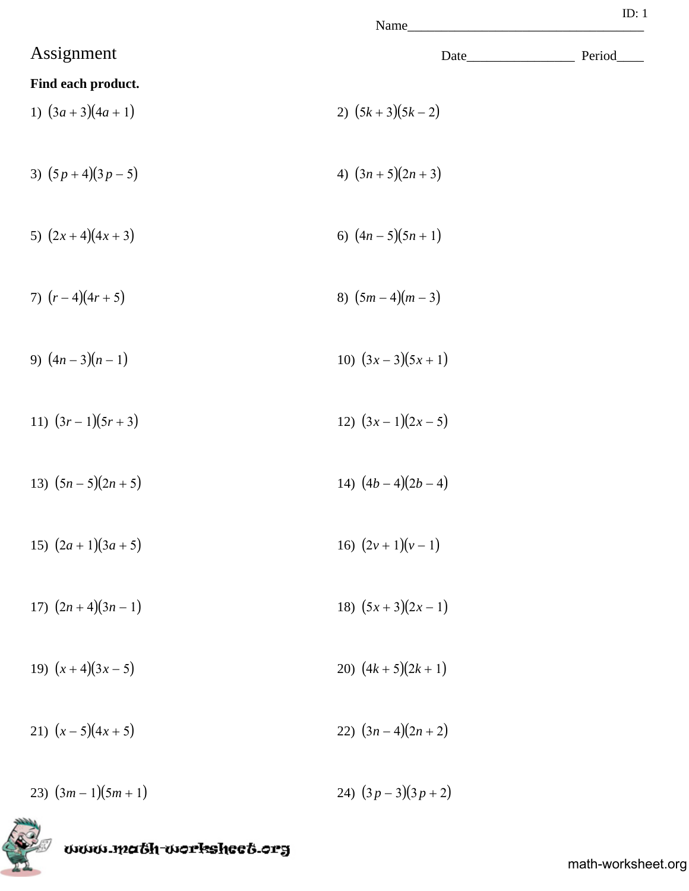ID: 1

Name___________________________________

# Assignment

Date________________ Period____

**Find each product.**

1) $(3a + 3)(4a + 1)$

2) $(5k + 3)(5k - 2)$

3) $(5p + 4)(3p - 5)$

4) $(3n + 5)(2n + 3)$

5) $(2x + 4)(4x + 3)$

6) $(4n - 5)(5n + 1)$

7) $(r - 4)(4r + 5)$

8) $(5m - 4)(m - 3)$

9) $(4n - 3)(n - 1)$

10) $(3x - 3)(5x + 1)$

11) $(3r - 1)(5r + 3)$

12) $(3x - 1)(2x - 5)$

13) $(5n - 5)(2n + 5)$

14) $(4b - 4)(2b - 4)$

15) $(2a + 1)(3a + 5)$

16) $(2v + 1)(v - 1)$

17) $(2n + 4)(3n - 1)$

18) $(5x + 3)(2x - 1)$

19) $(x + 4)(3x - 5)$

20) $(4k + 5)(2k + 1)$

21) $(x - 5)(4x + 5)$

22) $(3n - 4)(2n + 2)$

23) $(3m - 1)(5m + 1)$

24) $(3p - 3)(3p + 2)$

www.math-worksheet.org

math-worksheet.org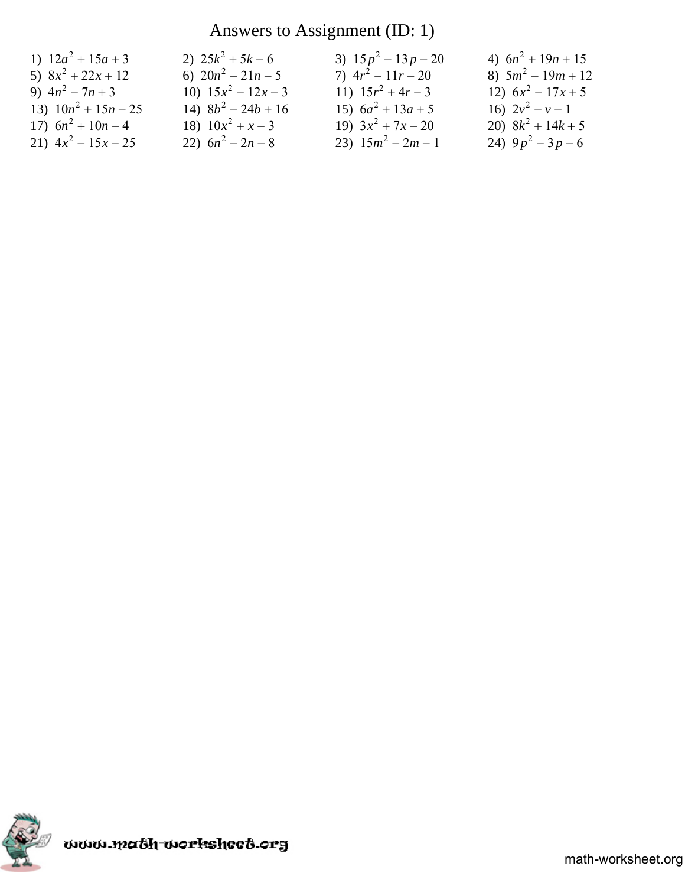# Answers to Assignment (ID: 1)

1) $12a^2 + 15a + 3$
2) $25k^2 + 5k - 6$
3) $15p^2 - 13p - 20$
4) $6n^2 + 19n + 15$
5) $8x^2 + 22x + 12$
6) $20n^2 - 21n - 5$
7) $4r^2 - 11r - 20$
8) $5m^2 - 19m + 12$
9) $4n^2 - 7n + 3$
10) $15x^2 - 12x - 3$
11) $15r^2 + 4r - 3$
12) $6x^2 - 17x + 5$
13) $10n^2 + 15n - 25$
14) $8b^2 - 24b + 16$
15) $6a^2 + 13a + 5$
16) $2v^2 - v - 1$
17) $6n^2 + 10n - 4$
18) $10x^2 + x - 3$
19) $3x^2 + 7x - 20$
20) $8k^2 + 14k + 5$
21) $4x^2 - 15x - 25$
22) $6n^2 - 2n - 8$
23) $15m^2 - 2m - 1$
24) $9p^2 - 3p - 6$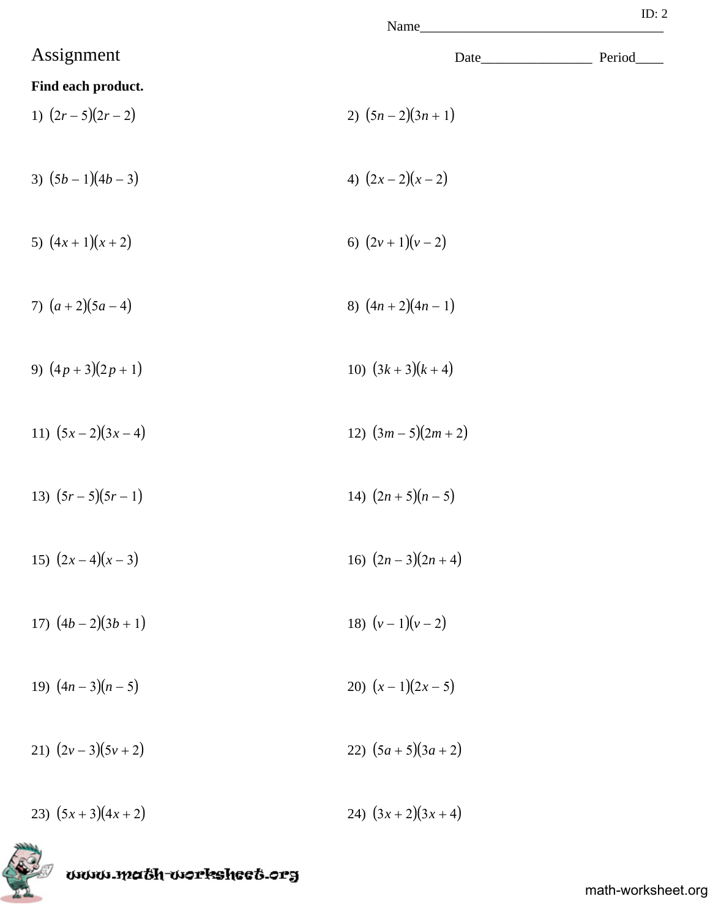ID: 2

Name___________________________________

# Assignment

Date________________ Period____

**Find each product.**

1) $(2r - 5)(2r - 2)$

2) $(5n - 2)(3n + 1)$

3) $(5b - 1)(4b - 3)$

4) $(2x - 2)(x - 2)$

5) $(4x + 1)(x + 2)$

6) $(2v + 1)(v - 2)$

7) $(a + 2)(5a - 4)$

8) $(4n + 2)(4n - 1)$

9) $(4p + 3)(2p + 1)$

10) $(3k + 3)(k + 4)$

11) $(5x - 2)(3x - 4)$

12) $(3m - 5)(2m + 2)$

13) $(5r - 5)(5r - 1)$

14) $(2n + 5)(n - 5)$

15) $(2x - 4)(x - 3)$

16) $(2n - 3)(2n + 4)$

17) $(4b - 2)(3b + 1)$

18) $(v - 1)(v - 2)$

19) $(4n - 3)(n - 5)$

20) $(x - 1)(2x - 5)$

21) $(2v - 3)(5v + 2)$

22) $(5a + 5)(3a + 2)$

23) $(5x + 3)(4x + 2)$

24) $(3x + 2)(3x + 4)$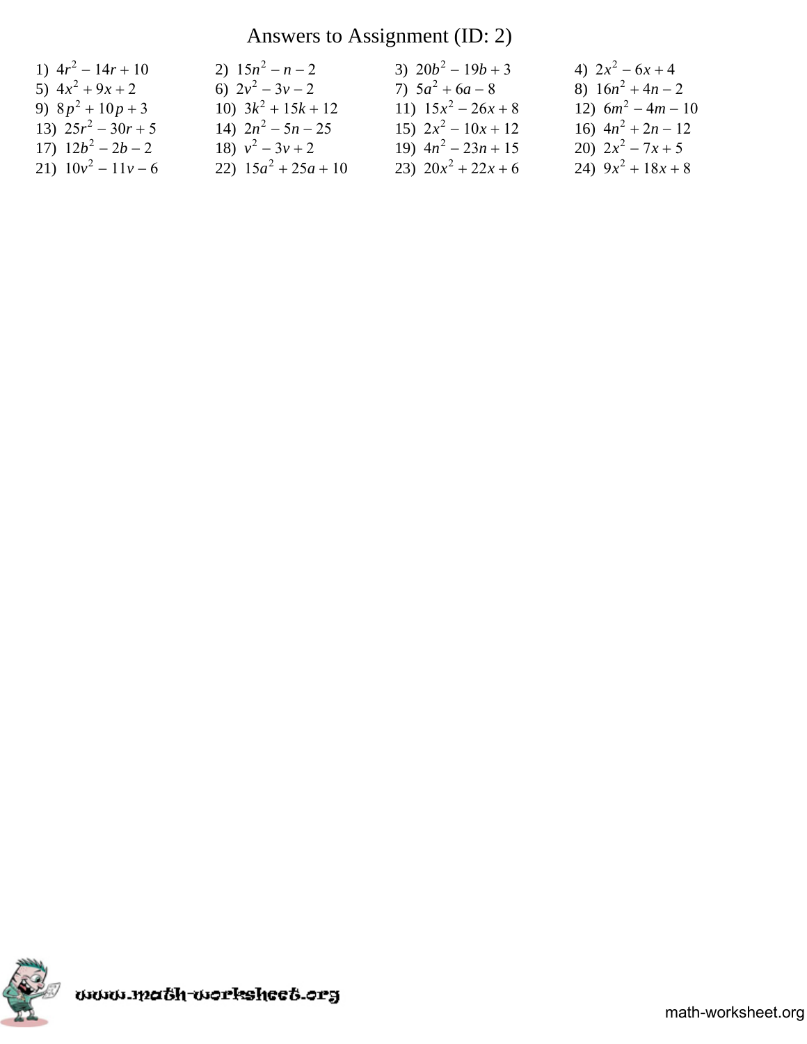# Answers to Assignment (ID: 2)

1) $4r^2 - 14r + 10$
2) $15n^2 - n - 2$
3) $20b^2 - 19b + 3$
4) $2x^2 - 6x + 4$
5) $4x^2 + 9x + 2$
6) $2v^2 - 3v - 2$
7) $5a^2 + 6a - 8$
8) $16n^2 + 4n - 2$
9) $8p^2 + 10p + 3$
10) $3k^2 + 15k + 12$
11) $15x^2 - 26x + 8$
12) $6m^2 - 4m - 10$
13) $25r^2 - 30r + 5$
14) $2n^2 - 5n - 25$
15) $2x^2 - 10x + 12$
16) $4n^2 + 2n - 12$
17) $12b^2 - 2b - 2$
18) $v^2 - 3v + 2$
19) $4n^2 - 23n + 15$
20) $2x^2 - 7x + 5$
21) $10v^2 - 11v - 6$
22) $15a^2 + 25a + 10$
23) $20x^2 + 22x + 6$
24) $9x^2 + 18x + 8$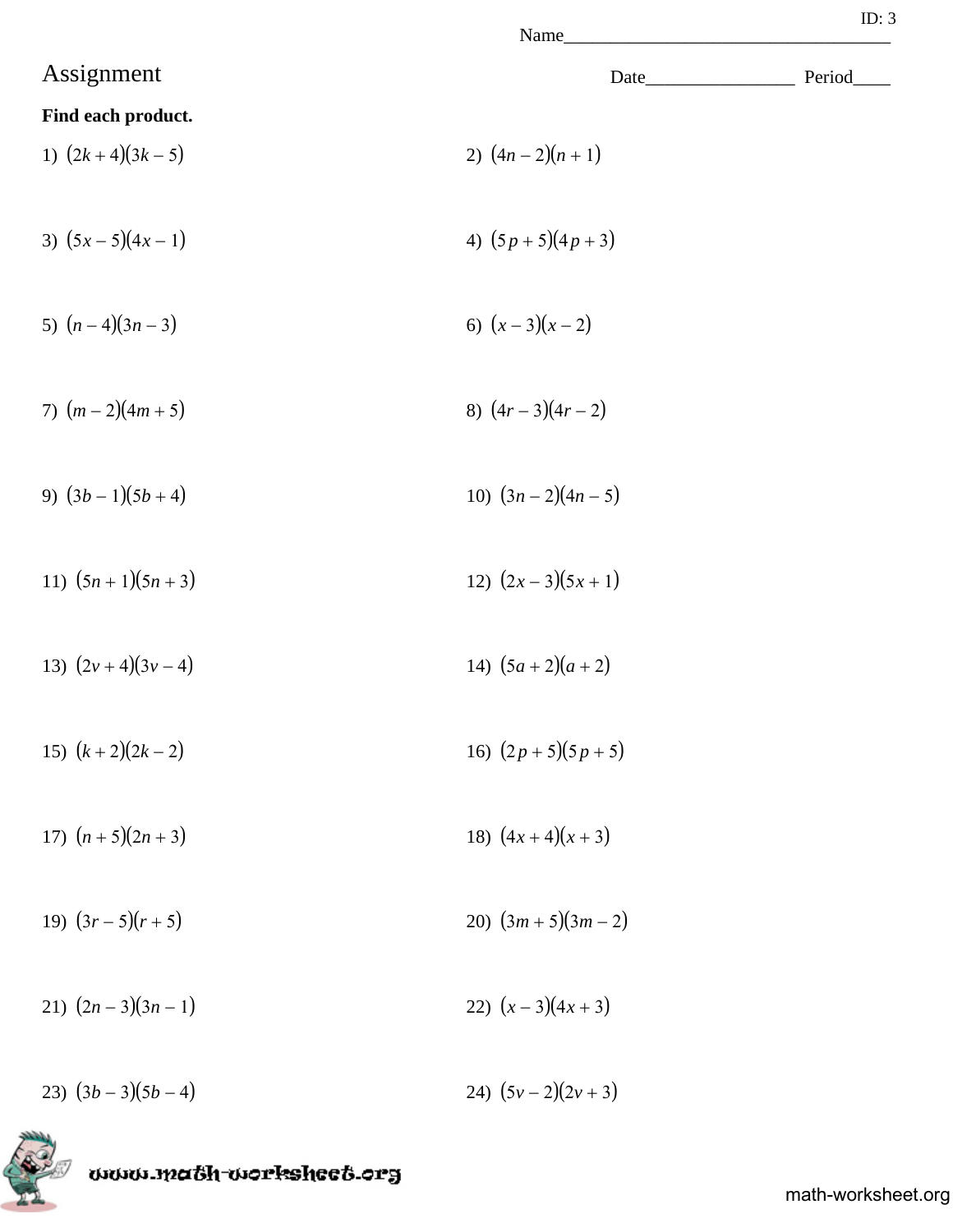Name___________________________________

# Assignment

Date________________ Period____

**Find each product.**

1) $(2k+4)(3k-5)$

2) $(4n-2)(n+1)$

3) $(5x-5)(4x-1)$

4) $(5p+5)(4p+3)$

5) $(n-4)(3n-3)$

6) $(x-3)(x-2)$

7) $(m-2)(4m+5)$

8) $(4r-3)(4r-2)$

9) $(3b-1)(5b+4)$

10) $(3n-2)(4n-5)$

11) $(5n+1)(5n+3)$

12) $(2x-3)(5x+1)$

13) $(2v+4)(3v-4)$

14) $(5a+2)(a+2)$

15) $(k+2)(2k-2)$

16) $(2p+5)(5p+5)$

17) $(n+5)(2n+3)$

18) $(4x+4)(x+3)$

19) $(3r-5)(r+5)$

20) $(3m+5)(3m-2)$

21) $(2n-3)(3n-1)$

22) $(x-3)(4x+3)$

23) $(3b-3)(5b-4)$

24) $(5v-2)(2v+3)$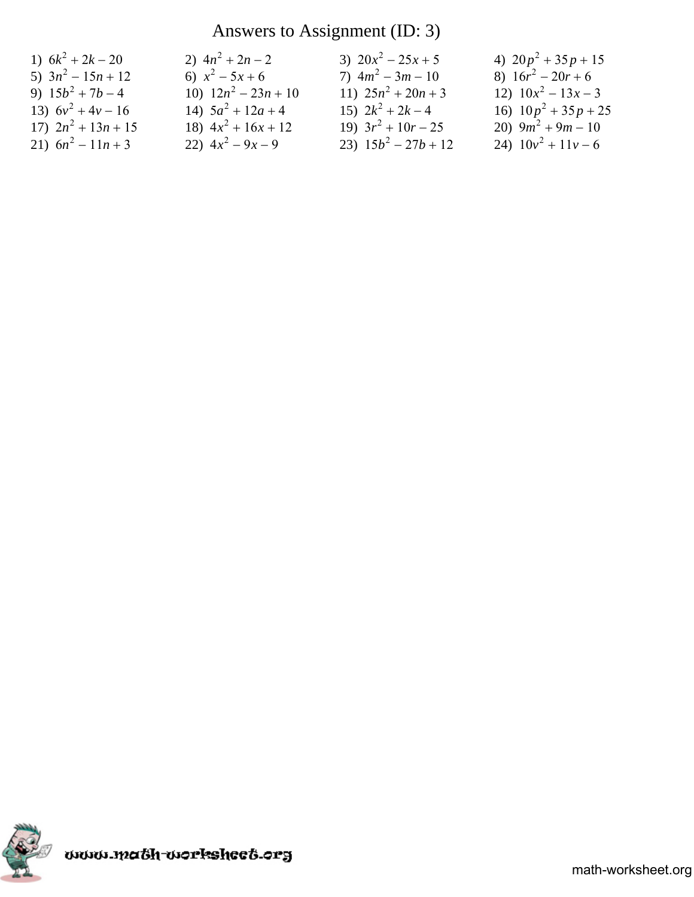# Answers to Assignment (ID: 3)

1) $6k^2 + 2k - 20$
2) $4n^2 + 2n - 2$
3) $20x^2 - 25x + 5$
4) $20p^2 + 35p + 15$
5) $3n^2 - 15n + 12$
6) $x^2 - 5x + 6$
7) $4m^2 - 3m - 10$
8) $16r^2 - 20r + 6$
9) $15b^2 + 7b - 4$
10) $12n^2 - 23n + 10$
11) $25n^2 + 20n + 3$
12) $10x^2 - 13x - 3$
13) $6v^2 + 4v - 16$
14) $5a^2 + 12a + 4$
15) $2k^2 + 2k - 4$
16) $10p^2 + 35p + 25$
17) $2n^2 + 13n + 15$
18) $4x^2 + 16x + 12$
19) $3r^2 + 10r - 25$
20) $9m^2 + 9m - 10$
21) $6n^2 - 11n + 3$
22) $4x^2 - 9x - 9$
23) $15b^2 - 27b + 12$
24) $10v^2 + 11v - 6$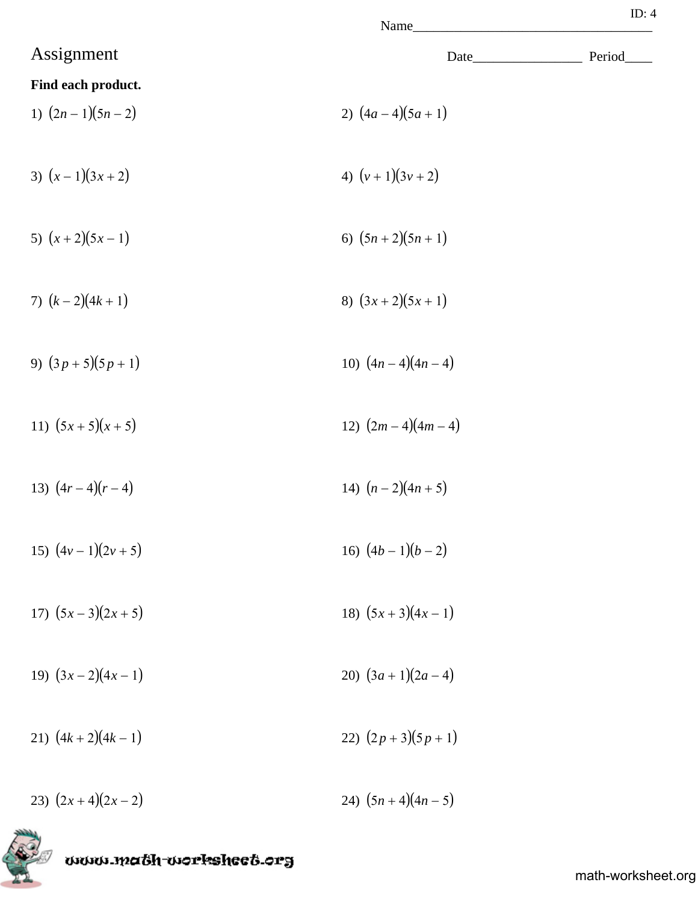ID: 4

Name___________________________________

# Assignment

Date________________ Period____

**Find each product.**

1) $(2n - 1)(5n - 2)$

2) $(4a - 4)(5a + 1)$

3) $(x - 1)(3x + 2)$

4) $(v + 1)(3v + 2)$

5) $(x + 2)(5x - 1)$

6) $(5n + 2)(5n + 1)$

7) $(k - 2)(4k + 1)$

8) $(3x + 2)(5x + 1)$

9) $(3p + 5)(5p + 1)$

10) $(4n - 4)(4n - 4)$

11) $(5x + 5)(x + 5)$

12) $(2m - 4)(4m - 4)$

13) $(4r - 4)(r - 4)$

14) $(n - 2)(4n + 5)$

15) $(4v - 1)(2v + 5)$

16) $(4b - 1)(b - 2)$

17) $(5x - 3)(2x + 5)$

18) $(5x + 3)(4x - 1)$

19) $(3x - 2)(4x - 1)$

20) $(3a + 1)(2a - 4)$

21) $(4k + 2)(4k - 1)$

22) $(2p + 3)(5p + 1)$

23) $(2x + 4)(2x - 2)$

24) $(5n + 4)(4n - 5)$

www.math-worksheet.org

math-worksheet.org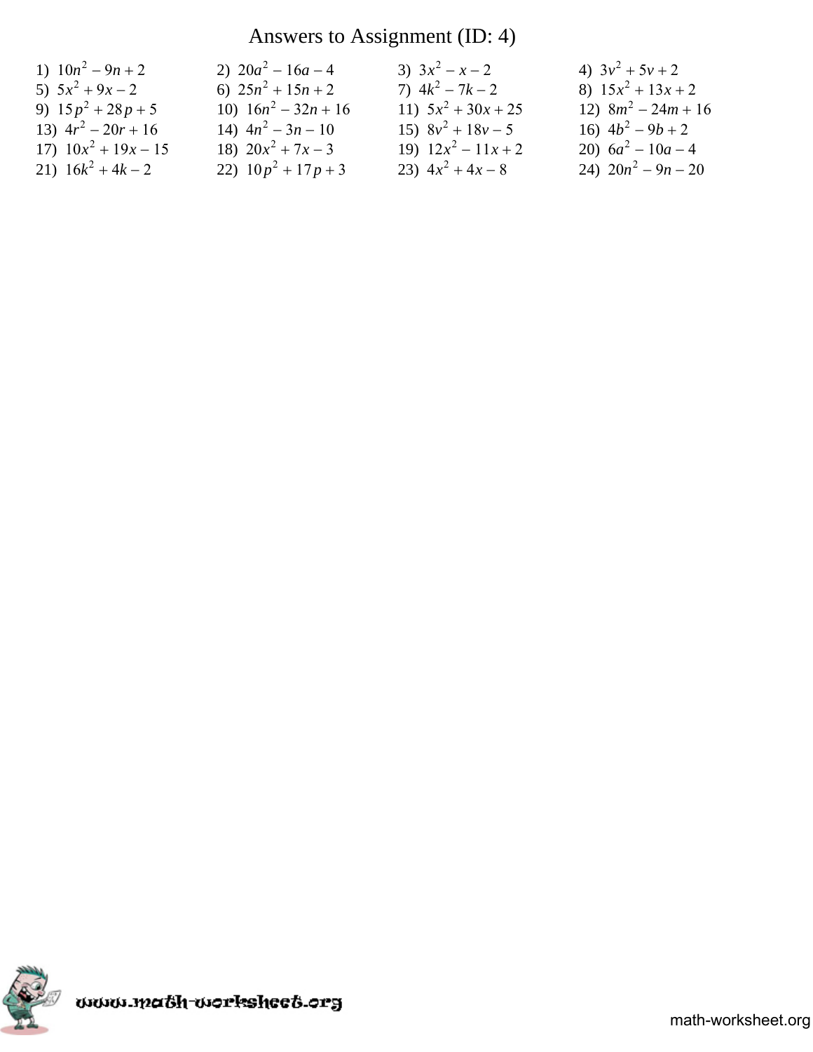# Answers to Assignment (ID: 4)

1) $10n^2 - 9n + 2$

2) $20a^2 - 16a - 4$

3) $3x^2 - x - 2$

4) $3v^2 + 5v + 2$

5) $5x^2 + 9x - 2$

6) $25n^2 + 15n + 2$

7) $4k^2 - 7k - 2$

8) $15x^2 + 13x + 2$

9) $15p^2 + 28p + 5$

10) $16n^2 - 32n + 16$

11) $5x^2 + 30x + 25$

12) $8m^2 - 24m + 16$

13) $4r^2 - 20r + 16$

14) $4n^2 - 3n - 10$

15) $8v^2 + 18v - 5$

16) $4b^2 - 9b + 2$

17) $10x^2 + 19x - 15$

18) $20x^2 + 7x - 3$

19) $12x^2 - 11x + 2$

20) $6a^2 - 10a - 4$

21) $16k^2 + 4k - 2$

22) $10p^2 + 17p + 3$

23) $4x^2 + 4x - 8$

24) $20n^2 - 9n - 20$

www.math-worksheet.org

math-worksheet.org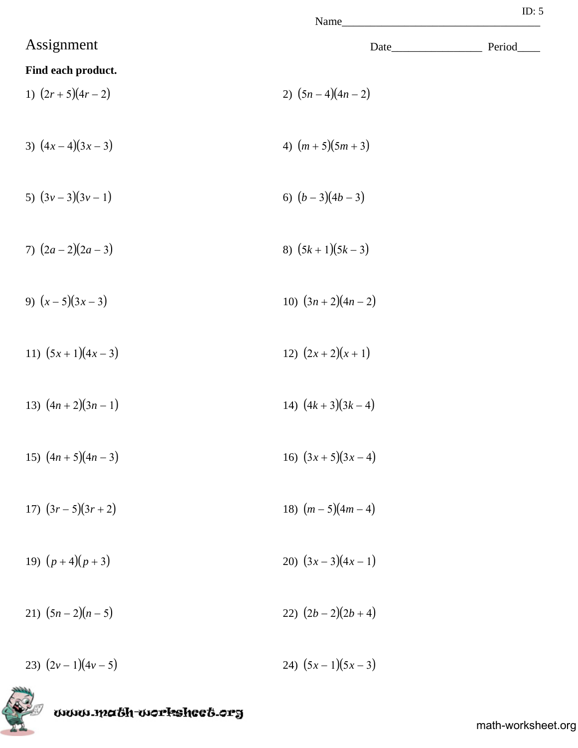ID: 5

Name___________________________________

# Assignment

Date________________ Period____

**Find each product.**

1) $(2r+5)(4r-2)$

2) $(5n-4)(4n-2)$

3) $(4x-4)(3x-3)$

4) $(m+5)(5m+3)$

5) $(3v-3)(3v-1)$

6) $(b-3)(4b-3)$

7) $(2a-2)(2a-3)$

8) $(5k+1)(5k-3)$

9) $(x-5)(3x-3)$

10) $(3n+2)(4n-2)$

11) $(5x+1)(4x-3)$

12) $(2x+2)(x+1)$

13) $(4n+2)(3n-1)$

14) $(4k+3)(3k-4)$

15) $(4n+5)(4n-3)$

16) $(3x+5)(3x-4)$

17) $(3r-5)(3r+2)$

18) $(m-5)(4m-4)$

19) $(p+4)(p+3)$

20) $(3x-3)(4x-1)$

21) $(5n-2)(n-5)$

22) $(2b-2)(2b+4)$

23) $(2v-1)(4v-5)$

24) $(5x-1)(5x-3)$

www.math-worksheet.org

math-worksheet.org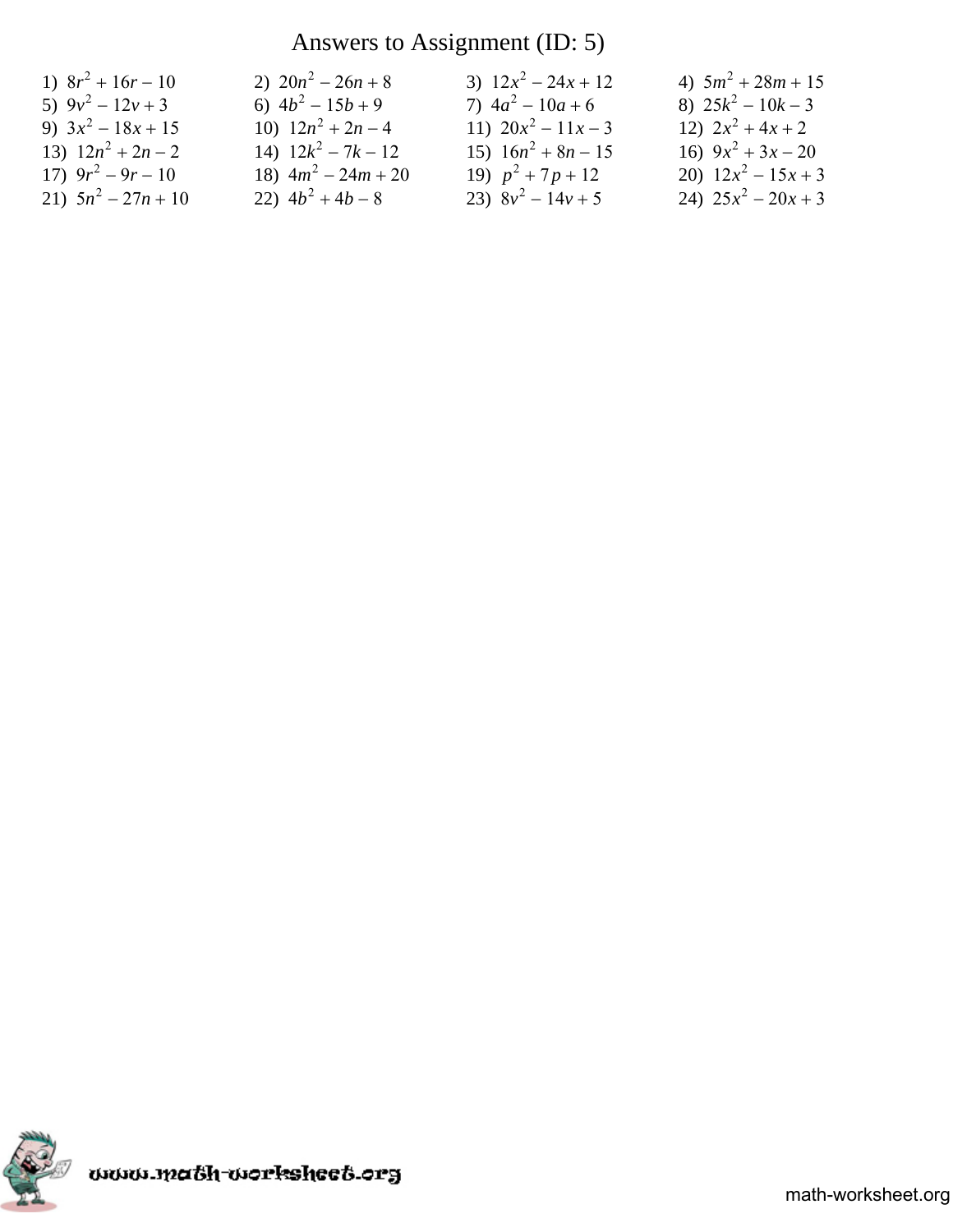# Answers to Assignment (ID: 5)

1) $8r^2 + 16r - 10$
2) $20n^2 - 26n + 8$
3) $12x^2 - 24x + 12$
4) $5m^2 + 28m + 15$
5) $9v^2 - 12v + 3$
6) $4b^2 - 15b + 9$
7) $4a^2 - 10a + 6$
8) $25k^2 - 10k - 3$
9) $3x^2 - 18x + 15$
10) $12n^2 + 2n - 4$
11) $20x^2 - 11x - 3$
12) $2x^2 + 4x + 2$
13) $12n^2 + 2n - 2$
14) $12k^2 - 7k - 12$
15) $16n^2 + 8n - 15$
16) $9x^2 + 3x - 20$
17) $9r^2 - 9r - 10$
18) $4m^2 - 24m + 20$
19) $p^2 + 7p + 12$
20) $12x^2 - 15x + 3$
21) $5n^2 - 27n + 10$
22) $4b^2 + 4b - 8$
23) $8v^2 - 14v + 5$
24) $25x^2 - 20x + 3$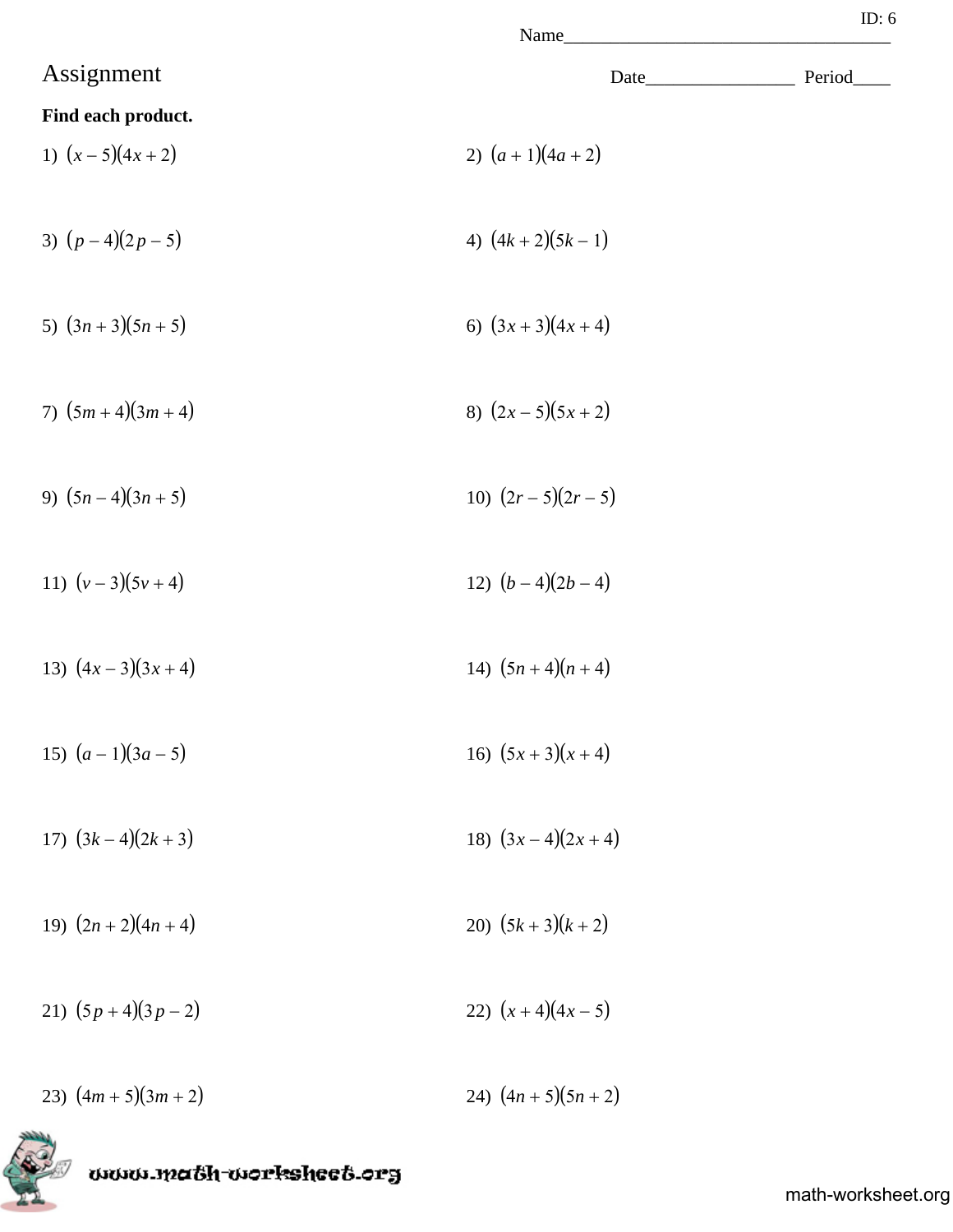ID: 6

Name___________________________________

# Assignment

Date________________ Period____

**Find each product.**

1) $(x - 5)(4x + 2)$

2) $(a + 1)(4a + 2)$

3) $(p - 4)(2p - 5)$

4) $(4k + 2)(5k - 1)$

5) $(3n + 3)(5n + 5)$

6) $(3x + 3)(4x + 4)$

7) $(5m + 4)(3m + 4)$

8) $(2x - 5)(5x + 2)$

9) $(5n - 4)(3n + 5)$

10) $(2r - 5)(2r - 5)$

11) $(v - 3)(5v + 4)$

12) $(b - 4)(2b - 4)$

13) $(4x - 3)(3x + 4)$

14) $(5n + 4)(n + 4)$

15) $(a - 1)(3a - 5)$

16) $(5x + 3)(x + 4)$

17) $(3k - 4)(2k + 3)$

18) $(3x - 4)(2x + 4)$

19) $(2n + 2)(4n + 4)$

20) $(5k + 3)(k + 2)$

21) $(5p + 4)(3p - 2)$

22) $(x + 4)(4x - 5)$

23) $(4m + 5)(3m + 2)$

24) $(4n + 5)(5n + 2)$

www.math-worksheet.org

math-worksheet.org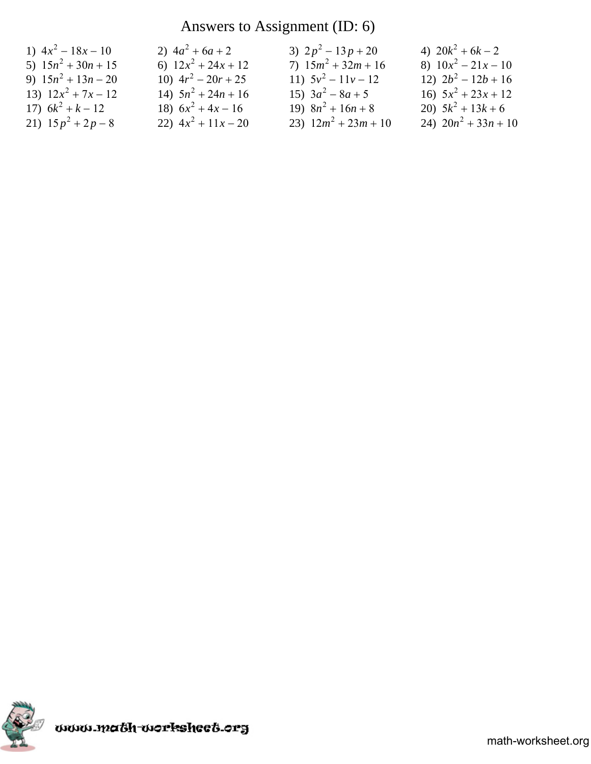# Answers to Assignment (ID: 6)

1) $4x^2 - 18x - 10$
2) $4a^2 + 6a + 2$
3) $2p^2 - 13p + 20$
4) $20k^2 + 6k - 2$
5) $15n^2 + 30n + 15$
6) $12x^2 + 24x + 12$
7) $15m^2 + 32m + 16$
8) $10x^2 - 21x - 10$
9) $15n^2 + 13n - 20$
10) $4r^2 - 20r + 25$
11) $5v^2 - 11v - 12$
12) $2b^2 - 12b + 16$
13) $12x^2 + 7x - 12$
14) $5n^2 + 24n + 16$
15) $3a^2 - 8a + 5$
16) $5x^2 + 23x + 12$
17) $6k^2 + k - 12$
18) $6x^2 + 4x - 16$
19) $8n^2 + 16n + 8$
20) $5k^2 + 13k + 6$
21) $15p^2 + 2p - 8$
22) $4x^2 + 11x - 20$
23) $12m^2 + 23m + 10$
24) $20n^2 + 33n + 10$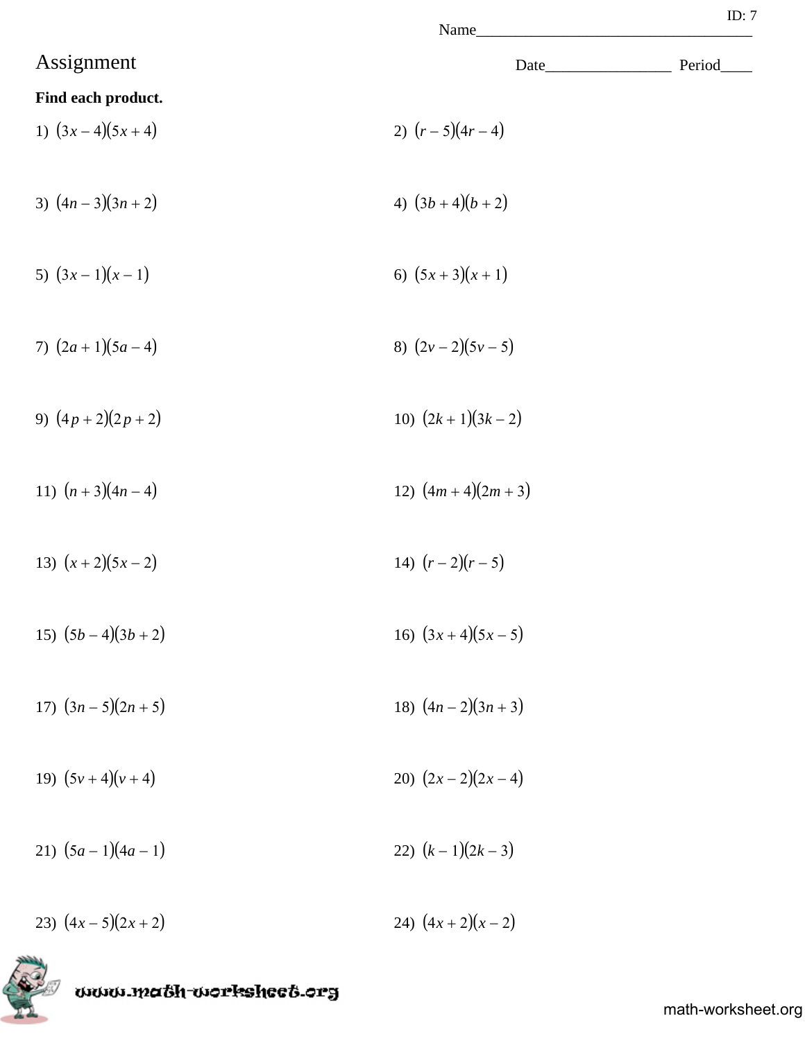ID: 7

Name___________________________________

# Assignment

Date________________ Period____

**Find each product.**

1) $(3x-4)(5x+4)$

2) $(r-5)(4r-4)$

3) $(4n-3)(3n+2)$

4) $(3b+4)(b+2)$

5) $(3x-1)(x-1)$

6) $(5x+3)(x+1)$

7) $(2a+1)(5a-4)$

8) $(2v-2)(5v-5)$

9) $(4p+2)(2p+2)$

10) $(2k+1)(3k-2)$

11) $(n+3)(4n-4)$

12) $(4m+4)(2m+3)$

13) $(x+2)(5x-2)$

14) $(r-2)(r-5)$

15) $(5b-4)(3b+2)$

16) $(3x+4)(5x-5)$

17) $(3n-5)(2n+5)$

18) $(4n-2)(3n+3)$

19) $(5v+4)(v+4)$

20) $(2x-2)(2x-4)$

21) $(5a-1)(4a-1)$

22) $(k-1)(2k-3)$

23) $(4x-5)(2x+2)$

24) $(4x+2)(x-2)$

www.math-worksheet.org

math-worksheet.org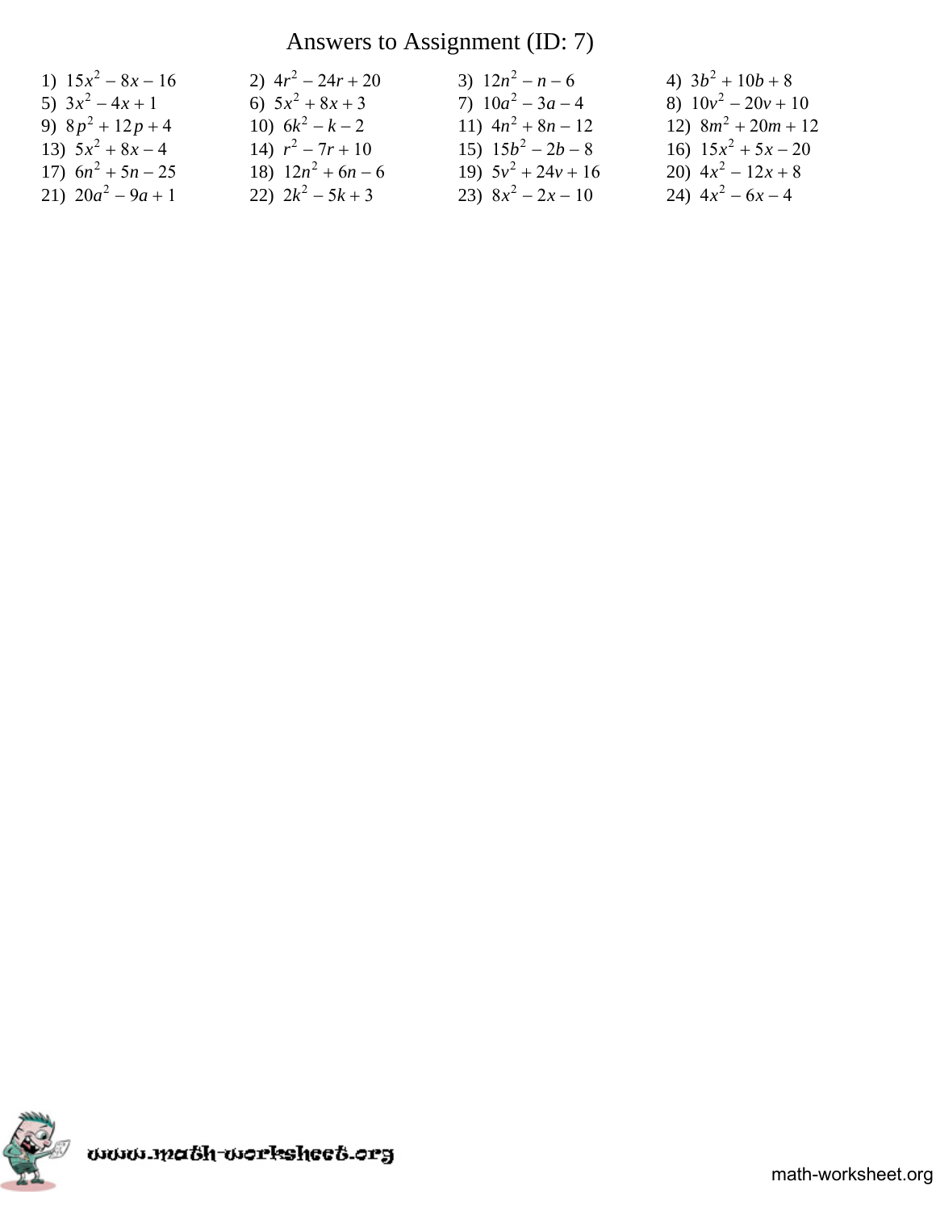# Answers to Assignment (ID: 7)

1) $15x^2 - 8x - 16$
2) $4r^2 - 24r + 20$
3) $12n^2 - n - 6$
4) $3b^2 + 10b + 8$
5) $3x^2 - 4x + 1$
6) $5x^2 + 8x + 3$
7) $10a^2 - 3a - 4$
8) $10v^2 - 20v + 10$
9) $8p^2 + 12p + 4$
10) $6k^2 - k - 2$
11) $4n^2 + 8n - 12$
12) $8m^2 + 20m + 12$
13) $5x^2 + 8x - 4$
14) $r^2 - 7r + 10$
15) $15b^2 - 2b - 8$
16) $15x^2 + 5x - 20$
17) $6n^2 + 5n - 25$
18) $12n^2 + 6n - 6$
19) $5v^2 + 24v + 16$
20) $4x^2 - 12x + 8$
21) $20a^2 - 9a + 1$
22) $2k^2 - 5k + 3$
23) $8x^2 - 2x - 10$
24) $4x^2 - 6x - 4$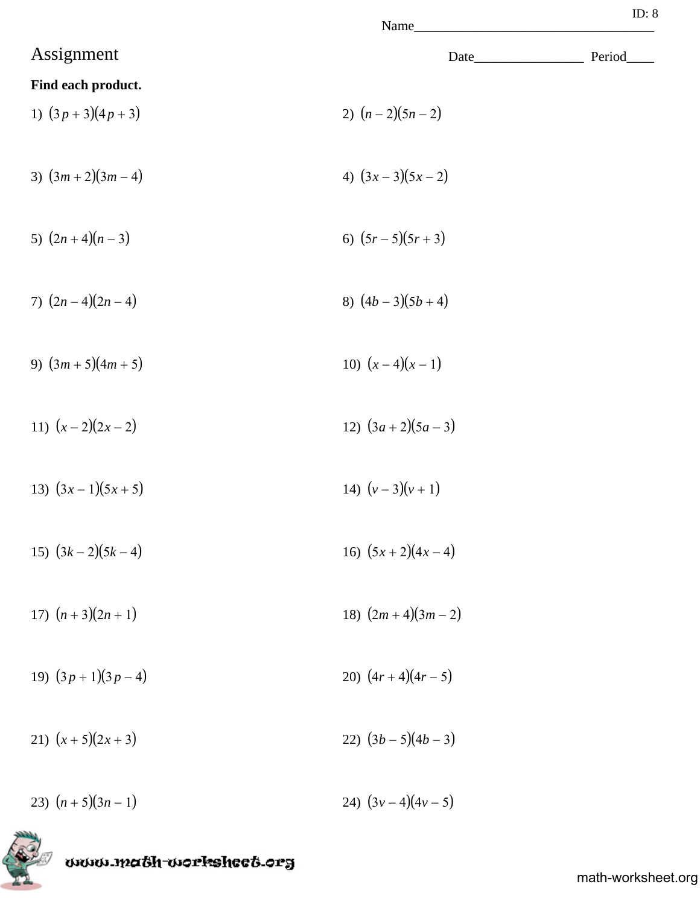ID: 8

Name___________________________________

# Assignment

Date________________ Period____

**Find each product.**

1) $(3p+3)(4p+3)$

2) $(n-2)(5n-2)$

3) $(3m+2)(3m-4)$

4) $(3x-3)(5x-2)$

5) $(2n+4)(n-3)$

6) $(5r-5)(5r+3)$

7) $(2n-4)(2n-4)$

8) $(4b-3)(5b+4)$

9) $(3m+5)(4m+5)$

10) $(x-4)(x-1)$

11) $(x-2)(2x-2)$

12) $(3a+2)(5a-3)$

13) $(3x-1)(5x+5)$

14) $(v-3)(v+1)$

15) $(3k-2)(5k-4)$

16) $(5x+2)(4x-4)$

17) $(n+3)(2n+1)$

18) $(2m+4)(3m-2)$

19) $(3p+1)(3p-4)$

20) $(4r+4)(4r-5)$

21) $(x+5)(2x+3)$

22) $(3b-5)(4b-3)$

23) $(n+5)(3n-1)$

24) $(3v-4)(4v-5)$

www.math-worksheet.org

math-worksheet.org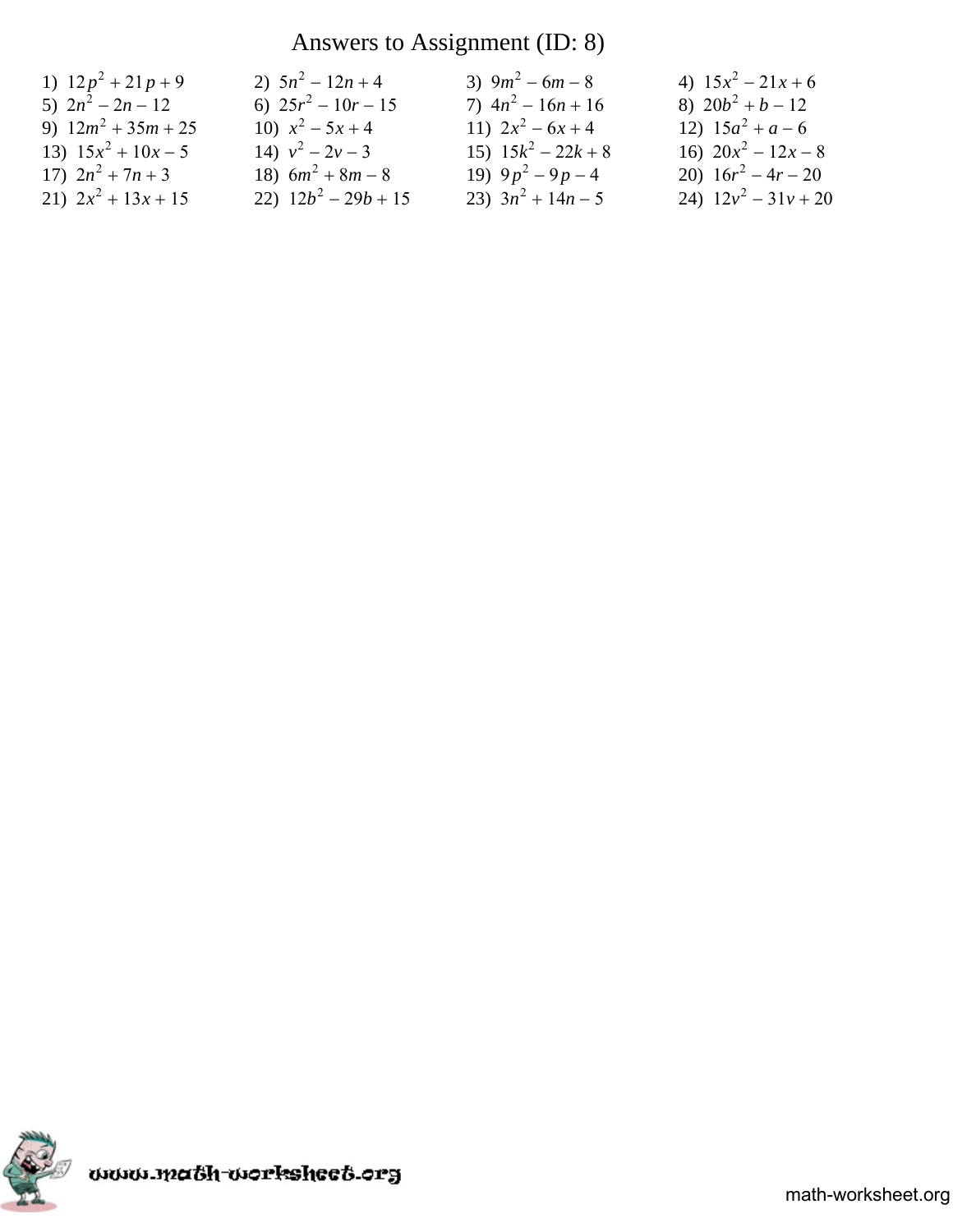# Answers to Assignment (ID: 8)

1) $12p^2 + 21p + 9$
2) $5n^2 - 12n + 4$
3) $9m^2 - 6m - 8$
4) $15x^2 - 21x + 6$
5) $2n^2 - 2n - 12$
6) $25r^2 - 10r - 15$
7) $4n^2 - 16n + 16$
8) $20b^2 + b - 12$
9) $12m^2 + 35m + 25$
10) $x^2 - 5x + 4$
11) $2x^2 - 6x + 4$
12) $15a^2 + a - 6$
13) $15x^2 + 10x - 5$
14) $v^2 - 2v - 3$
15) $15k^2 - 22k + 8$
16) $20x^2 - 12x - 8$
17) $2n^2 + 7n + 3$
18) $6m^2 + 8m - 8$
19) $9p^2 - 9p - 4$
20) $16r^2 - 4r - 20$
21) $2x^2 + 13x + 15$
22) $12b^2 - 29b + 15$
23) $3n^2 + 14n - 5$
24) $12v^2 - 31v + 20$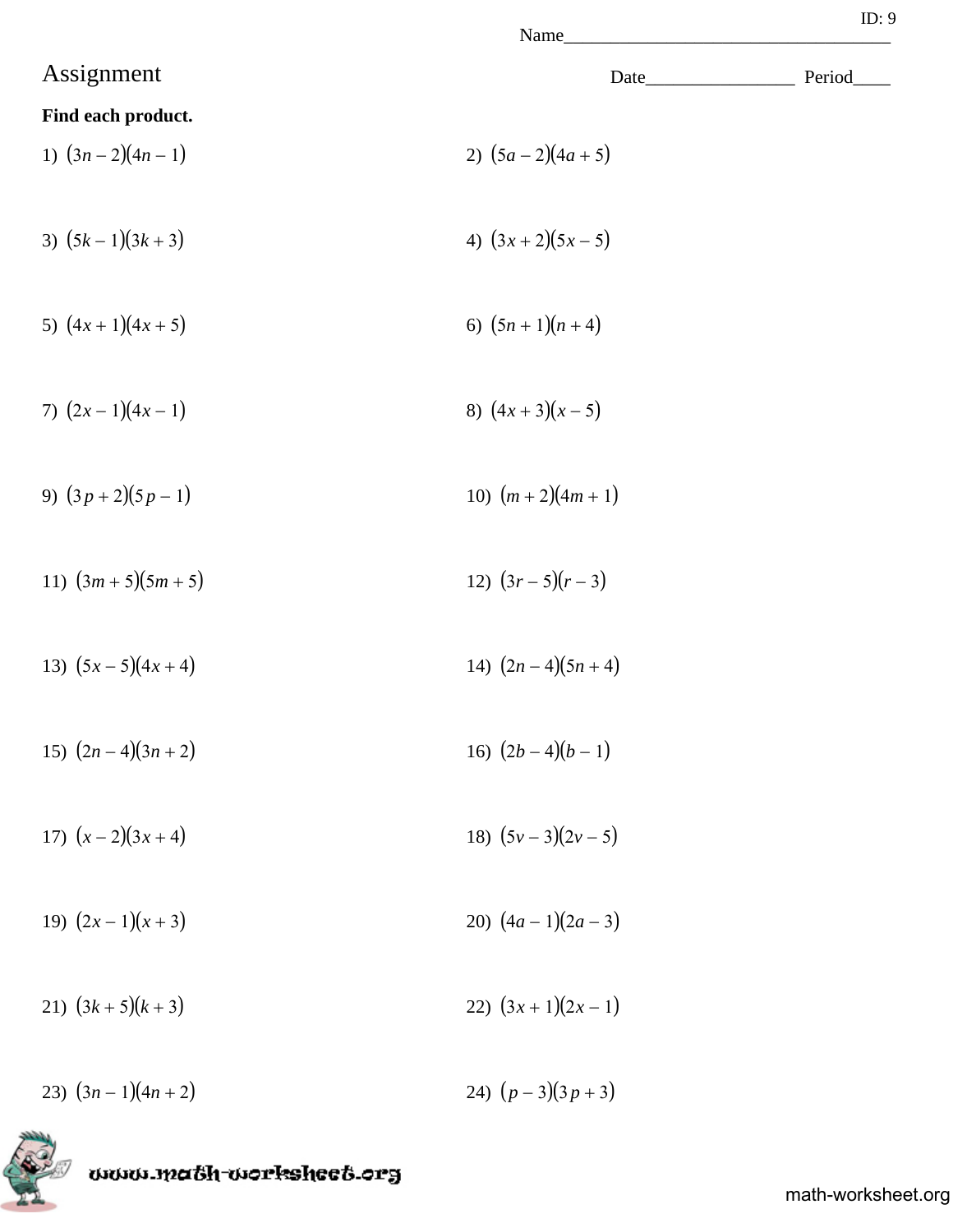ID: 9

Name___________________________________

# Assignment

Date________________ Period____

**Find each product.**

1) $(3n - 2)(4n - 1)$

2) $(5a - 2)(4a + 5)$

3) $(5k - 1)(3k + 3)$

4) $(3x + 2)(5x - 5)$

5) $(4x + 1)(4x + 5)$

6) $(5n + 1)(n + 4)$

7) $(2x - 1)(4x - 1)$

8) $(4x + 3)(x - 5)$

9) $(3p + 2)(5p - 1)$

10) $(m + 2)(4m + 1)$

11) $(3m + 5)(5m + 5)$

12) $(3r - 5)(r - 3)$

13) $(5x - 5)(4x + 4)$

14) $(2n - 4)(5n + 4)$

15) $(2n - 4)(3n + 2)$

16) $(2b - 4)(b - 1)$

17) $(x - 2)(3x + 4)$

18) $(5v - 3)(2v - 5)$

19) $(2x - 1)(x + 3)$

20) $(4a - 1)(2a - 3)$

21) $(3k + 5)(k + 3)$

22) $(3x + 1)(2x - 1)$

23) $(3n - 1)(4n + 2)$

24) $(p - 3)(3p + 3)$

www.math-worksheet.org

math-worksheet.org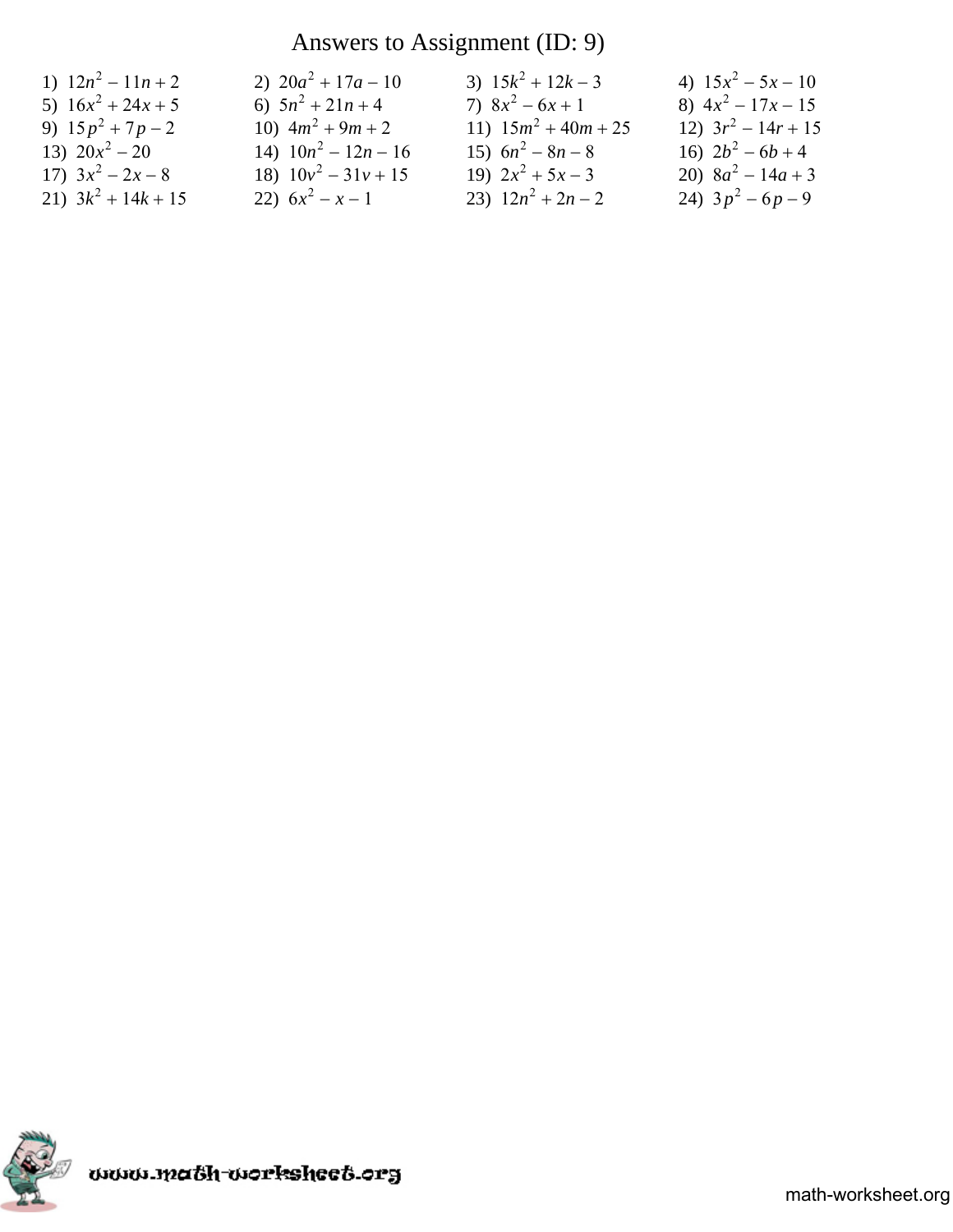# Answers to Assignment (ID: 9)

1) $12n^2 - 11n + 2$
2) $20a^2 + 17a - 10$
3) $15k^2 + 12k - 3$
4) $15x^2 - 5x - 10$
5) $16x^2 + 24x + 5$
6) $5n^2 + 21n + 4$
7) $8x^2 - 6x + 1$
8) $4x^2 - 17x - 15$
9) $15p^2 + 7p - 2$
10) $4m^2 + 9m + 2$
11) $15m^2 + 40m + 25$
12) $3r^2 - 14r + 15$
13) $20x^2 - 20$
14) $10n^2 - 12n - 16$
15) $6n^2 - 8n - 8$
16) $2b^2 - 6b + 4$
17) $3x^2 - 2x - 8$
18) $10v^2 - 31v + 15$
19) $2x^2 + 5x - 3$
20) $8a^2 - 14a + 3$
21) $3k^2 + 14k + 15$
22) $6x^2 - x - 1$
23) $12n^2 + 2n - 2$
24) $3p^2 - 6p - 9$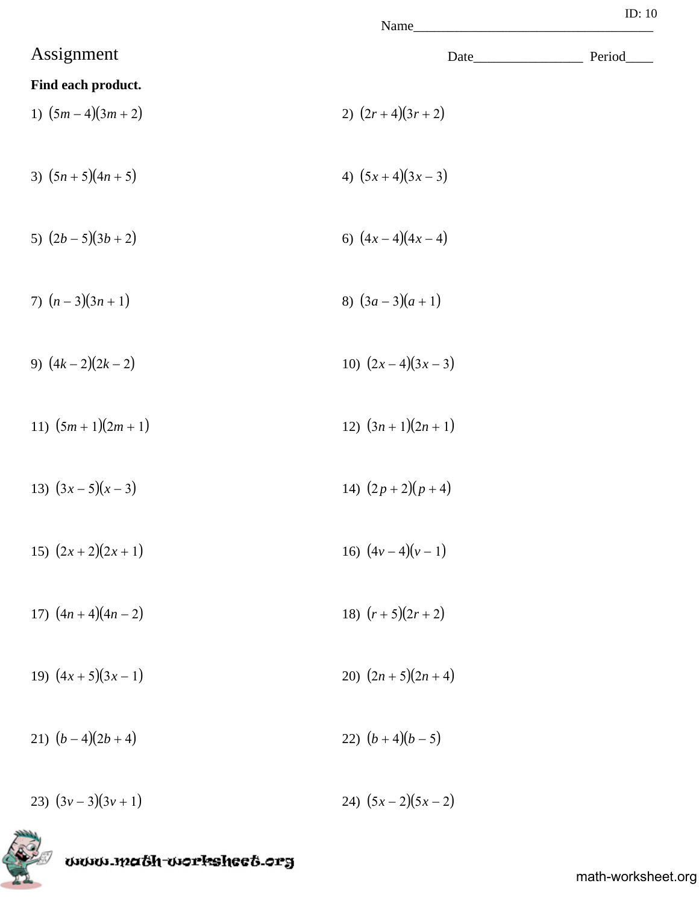ID: 10

Name___________________________________

# Assignment

Date________________ Period____

**Find each product.**

1) $(5m-4)(3m+2)$

2) $(2r+4)(3r+2)$

3) $(5n+5)(4n+5)$

4) $(5x+4)(3x-3)$

5) $(2b-5)(3b+2)$

6) $(4x-4)(4x-4)$

7) $(n-3)(3n+1)$

8) $(3a-3)(a+1)$

9) $(4k-2)(2k-2)$

10) $(2x-4)(3x-3)$

11) $(5m+1)(2m+1)$

12) $(3n+1)(2n+1)$

13) $(3x-5)(x-3)$

14) $(2p+2)(p+4)$

15) $(2x+2)(2x+1)$

16) $(4v-4)(v-1)$

17) $(4n+4)(4n-2)$

18) $(r+5)(2r+2)$

19) $(4x+5)(3x-1)$

20) $(2n+5)(2n+4)$

21) $(b-4)(2b+4)$

22) $(b+4)(b-5)$

23) $(3v-3)(3v+1)$

24) $(5x-2)(5x-2)$

www.math-worksheet.org

math-worksheet.org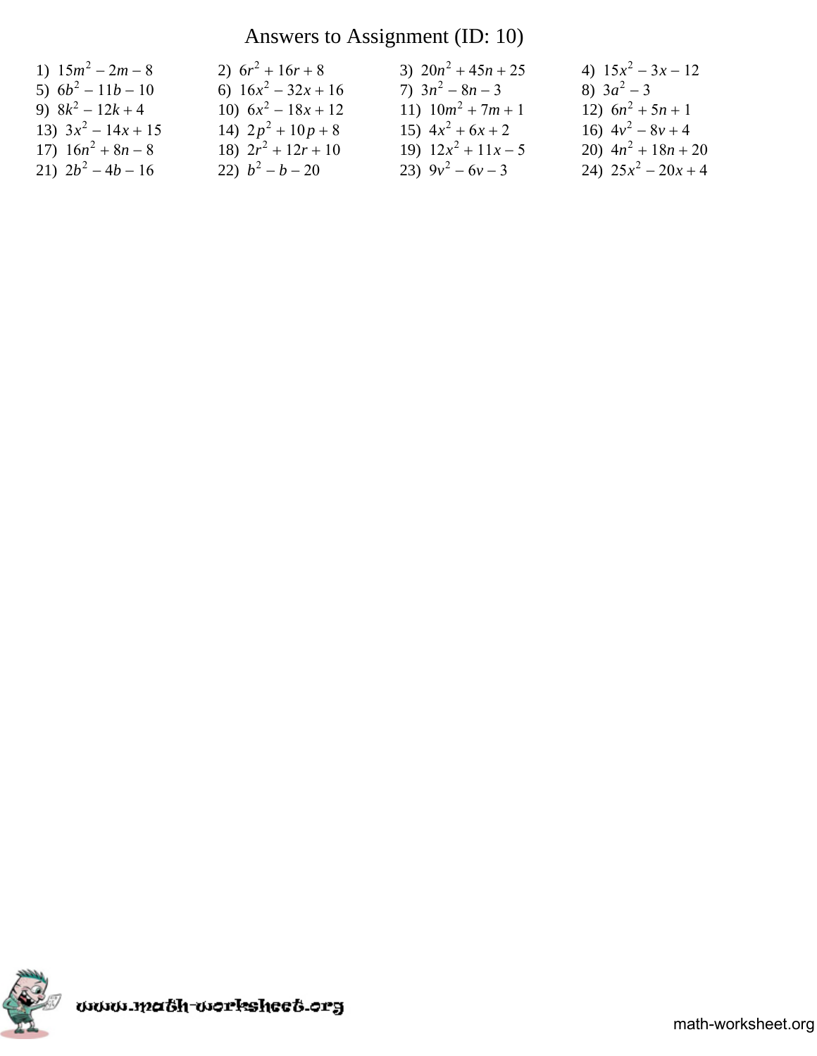# Answers to Assignment (ID: 10)

1) $15m^2 - 2m - 8$

2) $6r^2 + 16r + 8$

3) $20n^2 + 45n + 25$

4) $15x^2 - 3x - 12$

5) $6b^2 - 11b - 10$

6) $16x^2 - 32x + 16$

7) $3n^2 - 8n - 3$

8) $3a^2 - 3$

9) $8k^2 - 12k + 4$

10) $6x^2 - 18x + 12$

11) $10m^2 + 7m + 1$

12) $6n^2 + 5n + 1$

13) $3x^2 - 14x + 15$

14) $2p^2 + 10p + 8$

15) $4x^2 + 6x + 2$

16) $4v^2 - 8v + 4$

17) $16n^2 + 8n - 8$

18) $2r^2 + 12r + 10$

19) $12x^2 + 11x - 5$

20) $4n^2 + 18n + 20$

21) $2b^2 - 4b - 16$

22) $b^2 - b - 20$

23) $9v^2 - 6v - 3$

24) $25x^2 - 20x + 4$